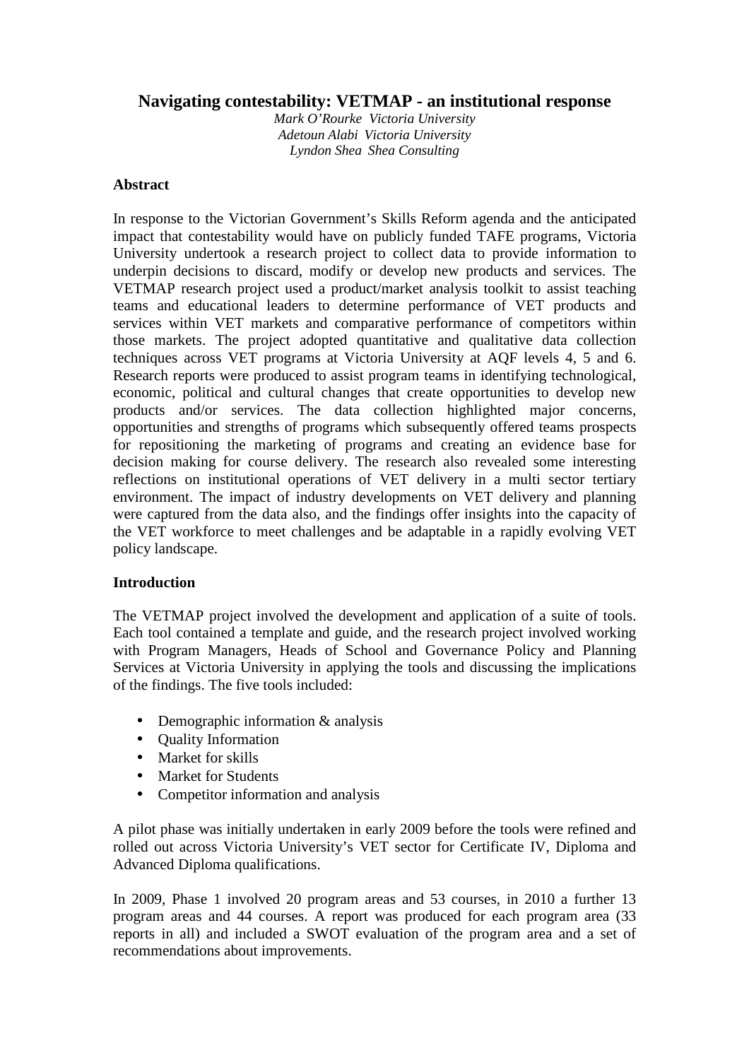# Navigating contestability: VETMAP - an institutional response

*Mark O'Rourke Victoria University*
*Adetoun Alabi Victoria University*
*Lyndon Shea Shea Consulting*

## Abstract

In response to the Victorian Government's Skills Reform agenda and the anticipated impact that contestability would have on publicly funded TAFE programs, Victoria University undertook a research project to collect data to provide information to underpin decisions to discard, modify or develop new products and services. The VETMAP research project used a product/market analysis toolkit to assist teaching teams and educational leaders to determine performance of VET products and services within VET markets and comparative performance of competitors within those markets. The project adopted quantitative and qualitative data collection techniques across VET programs at Victoria University at AQF levels 4, 5 and 6. Research reports were produced to assist program teams in identifying technological, economic, political and cultural changes that create opportunities to develop new products and/or services. The data collection highlighted major concerns, opportunities and strengths of programs which subsequently offered teams prospects for repositioning the marketing of programs and creating an evidence base for decision making for course delivery. The research also revealed some interesting reflections on institutional operations of VET delivery in a multi sector tertiary environment. The impact of industry developments on VET delivery and planning were captured from the data also, and the findings offer insights into the capacity of the VET workforce to meet challenges and be adaptable in a rapidly evolving VET policy landscape.

## Introduction

The VETMAP project involved the development and application of a suite of tools. Each tool contained a template and guide, and the research project involved working with Program Managers, Heads of School and Governance Policy and Planning Services at Victoria University in applying the tools and discussing the implications of the findings. The five tools included:

- Demographic information & analysis
- Quality Information
- Market for skills
- Market for Students
- Competitor information and analysis

A pilot phase was initially undertaken in early 2009 before the tools were refined and rolled out across Victoria University's VET sector for Certificate IV, Diploma and Advanced Diploma qualifications.

In 2009, Phase 1 involved 20 program areas and 53 courses, in 2010 a further 13 program areas and 44 courses. A report was produced for each program area (33 reports in all) and included a SWOT evaluation of the program area and a set of recommendations about improvements.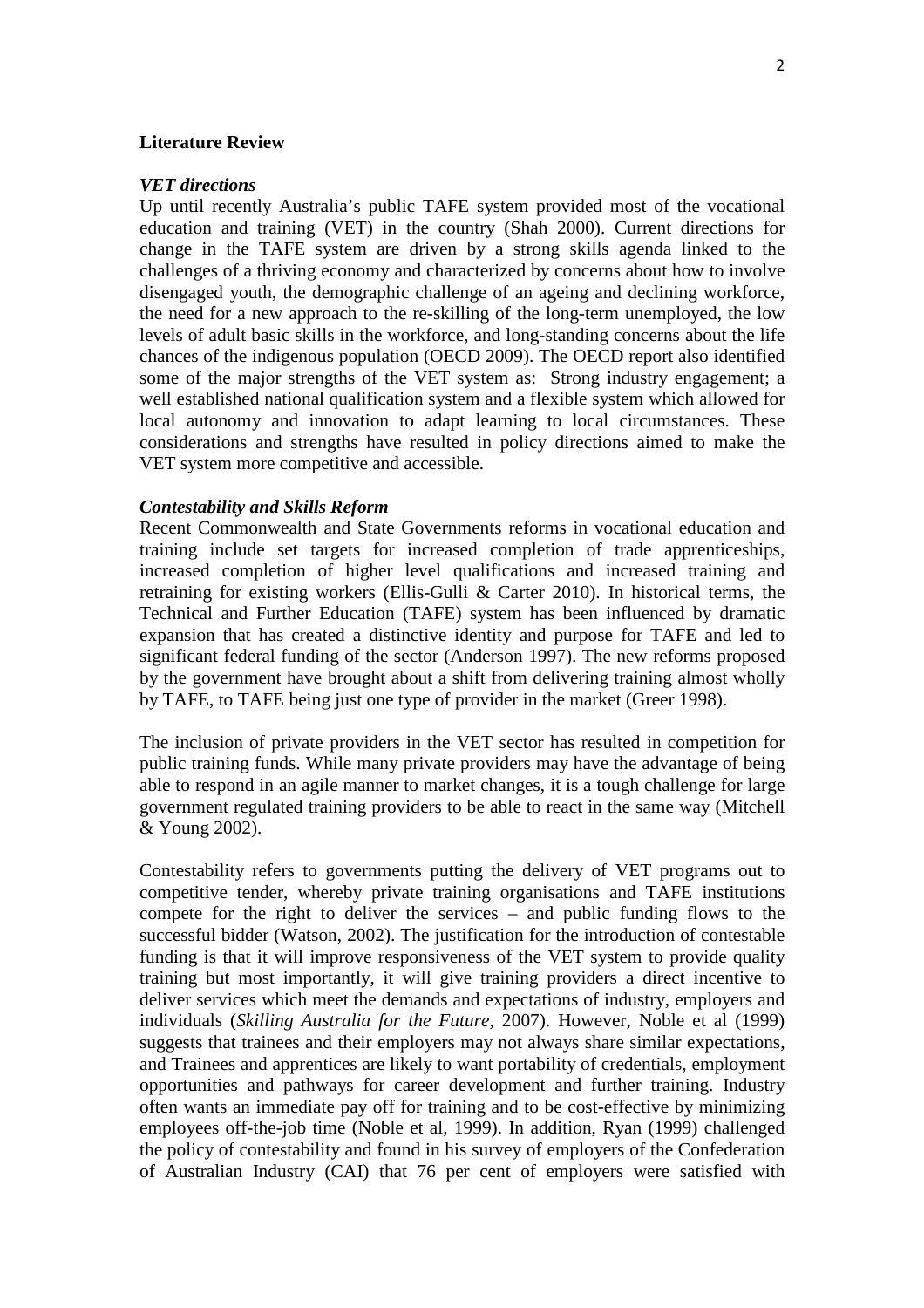## Literature Review

### *VET directions*

Up until recently Australia's public TAFE system provided most of the vocational education and training (VET) in the country (Shah 2000). Current directions for change in the TAFE system are driven by a strong skills agenda linked to the challenges of a thriving economy and characterized by concerns about how to involve disengaged youth, the demographic challenge of an ageing and declining workforce, the need for a new approach to the re-skilling of the long-term unemployed, the low levels of adult basic skills in the workforce, and long-standing concerns about the life chances of the indigenous population (OECD 2009). The OECD report also identified some of the major strengths of the VET system as: Strong industry engagement; a well established national qualification system and a flexible system which allowed for local autonomy and innovation to adapt learning to local circumstances. These considerations and strengths have resulted in policy directions aimed to make the VET system more competitive and accessible.

### *Contestability and Skills Reform*

Recent Commonwealth and State Governments reforms in vocational education and training include set targets for increased completion of trade apprenticeships, increased completion of higher level qualifications and increased training and retraining for existing workers (Ellis-Gulli & Carter 2010). In historical terms, the Technical and Further Education (TAFE) system has been influenced by dramatic expansion that has created a distinctive identity and purpose for TAFE and led to significant federal funding of the sector (Anderson 1997). The new reforms proposed by the government have brought about a shift from delivering training almost wholly by TAFE, to TAFE being just one type of provider in the market (Greer 1998).

The inclusion of private providers in the VET sector has resulted in competition for public training funds. While many private providers may have the advantage of being able to respond in an agile manner to market changes, it is a tough challenge for large government regulated training providers to be able to react in the same way (Mitchell & Young 2002).

Contestability refers to governments putting the delivery of VET programs out to competitive tender, whereby private training organisations and TAFE institutions compete for the right to deliver the services – and public funding flows to the successful bidder (Watson, 2002). The justification for the introduction of contestable funding is that it will improve responsiveness of the VET system to provide quality training but most importantly, it will give training providers a direct incentive to deliver services which meet the demands and expectations of industry, employers and individuals (*Skilling Australia for the Future,* 2007). However, Noble et al (1999) suggests that trainees and their employers may not always share similar expectations, and Trainees and apprentices are likely to want portability of credentials, employment opportunities and pathways for career development and further training. Industry often wants an immediate pay off for training and to be cost-effective by minimizing employees off-the-job time (Noble et al, 1999). In addition, Ryan (1999) challenged the policy of contestability and found in his survey of employers of the Confederation of Australian Industry (CAI) that 76 per cent of employers were satisfied with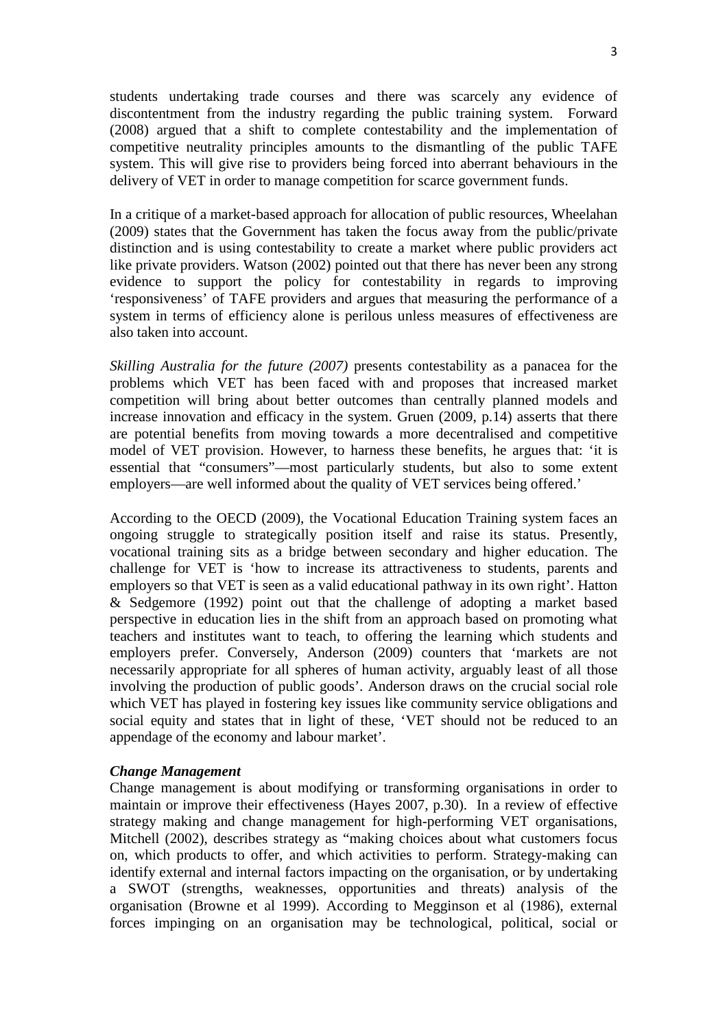students undertaking trade courses and there was scarcely any evidence of discontentment from the industry regarding the public training system. Forward (2008) argued that a shift to complete contestability and the implementation of competitive neutrality principles amounts to the dismantling of the public TAFE system. This will give rise to providers being forced into aberrant behaviours in the delivery of VET in order to manage competition for scarce government funds.

In a critique of a market-based approach for allocation of public resources, Wheelahan (2009) states that the Government has taken the focus away from the public/private distinction and is using contestability to create a market where public providers act like private providers. Watson (2002) pointed out that there has never been any strong evidence to support the policy for contestability in regards to improving 'responsiveness' of TAFE providers and argues that measuring the performance of a system in terms of efficiency alone is perilous unless measures of effectiveness are also taken into account.

*Skilling Australia for the future (2007)* presents contestability as a panacea for the problems which VET has been faced with and proposes that increased market competition will bring about better outcomes than centrally planned models and increase innovation and efficacy in the system. Gruen (2009, p.14) asserts that there are potential benefits from moving towards a more decentralised and competitive model of VET provision. However, to harness these benefits, he argues that: 'it is essential that "consumers"—most particularly students, but also to some extent employers—are well informed about the quality of VET services being offered.'

According to the OECD (2009), the Vocational Education Training system faces an ongoing struggle to strategically position itself and raise its status. Presently, vocational training sits as a bridge between secondary and higher education. The challenge for VET is 'how to increase its attractiveness to students, parents and employers so that VET is seen as a valid educational pathway in its own right'. Hatton & Sedgemore (1992) point out that the challenge of adopting a market based perspective in education lies in the shift from an approach based on promoting what teachers and institutes want to teach, to offering the learning which students and employers prefer. Conversely, Anderson (2009) counters that 'markets are not necessarily appropriate for all spheres of human activity, arguably least of all those involving the production of public goods'. Anderson draws on the crucial social role which VET has played in fostering key issues like community service obligations and social equity and states that in light of these, 'VET should not be reduced to an appendage of the economy and labour market'.

***Change Management***

Change management is about modifying or transforming organisations in order to maintain or improve their effectiveness (Hayes 2007, p.30). In a review of effective strategy making and change management for high-performing VET organisations, Mitchell (2002), describes strategy as "making choices about what customers focus on, which products to offer, and which activities to perform. Strategy-making can identify external and internal factors impacting on the organisation, or by undertaking a SWOT (strengths, weaknesses, opportunities and threats) analysis of the organisation (Browne et al 1999). According to Megginson et al (1986), external forces impinging on an organisation may be technological, political, social or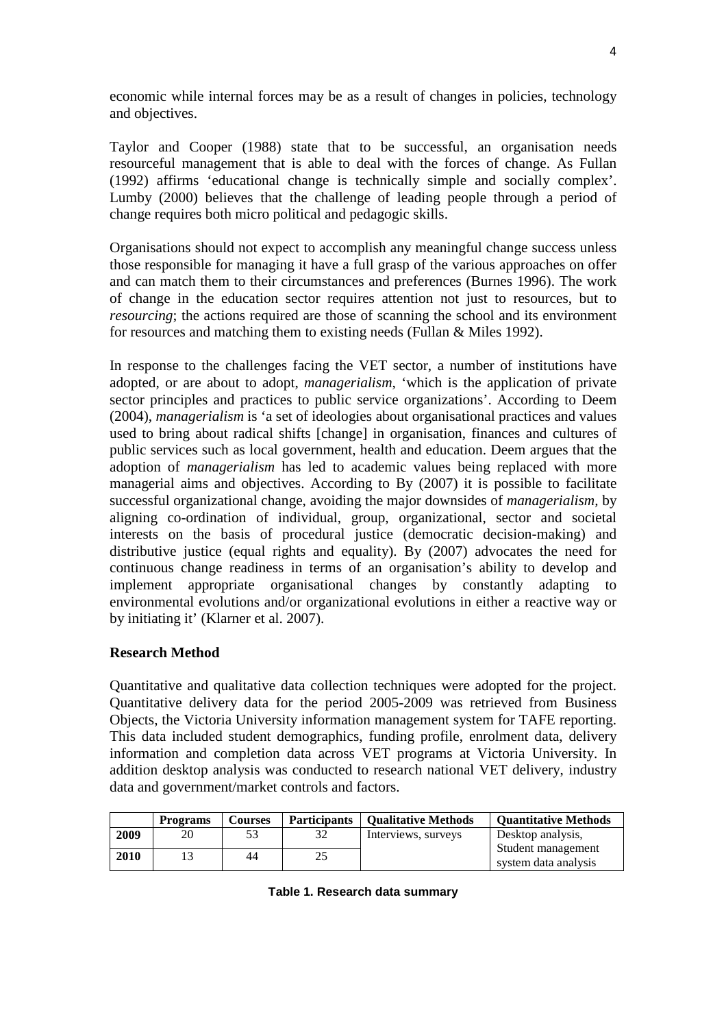economic while internal forces may be as a result of changes in policies, technology and objectives.

Taylor and Cooper (1988) state that to be successful, an organisation needs resourceful management that is able to deal with the forces of change. As Fullan (1992) affirms 'educational change is technically simple and socially complex'. Lumby (2000) believes that the challenge of leading people through a period of change requires both micro political and pedagogic skills.

Organisations should not expect to accomplish any meaningful change success unless those responsible for managing it have a full grasp of the various approaches on offer and can match them to their circumstances and preferences (Burnes 1996). The work of change in the education sector requires attention not just to resources, but to *resourcing*; the actions required are those of scanning the school and its environment for resources and matching them to existing needs (Fullan & Miles 1992).

In response to the challenges facing the VET sector, a number of institutions have adopted, or are about to adopt, *managerialism*, 'which is the application of private sector principles and practices to public service organizations'. According to Deem (2004), *managerialism* is 'a set of ideologies about organisational practices and values used to bring about radical shifts [change] in organisation, finances and cultures of public services such as local government, health and education. Deem argues that the adoption of *managerialism* has led to academic values being replaced with more managerial aims and objectives. According to By (2007) it is possible to facilitate successful organizational change, avoiding the major downsides of *managerialism*, by aligning co-ordination of individual, group, organizational, sector and societal interests on the basis of procedural justice (democratic decision-making) and distributive justice (equal rights and equality). By (2007) advocates the need for continuous change readiness in terms of an organisation's ability to develop and implement appropriate organisational changes by constantly adapting to environmental evolutions and/or organizational evolutions in either a reactive way or by initiating it' (Klarner et al. 2007).

## Research Method

Quantitative and qualitative data collection techniques were adopted for the project. Quantitative delivery data for the period 2005-2009 was retrieved from Business Objects, the Victoria University information management system for TAFE reporting. This data included student demographics, funding profile, enrolment data, delivery information and completion data across VET programs at Victoria University. In addition desktop analysis was conducted to research national VET delivery, industry data and government/market controls and factors.

| | Programs | Courses | Participants | Qualitative Methods | Quantitative Methods |
|---|---|---|---|---|---|
| 2009 | 20 | 53 | 32 | Interviews, surveys | Desktop analysis, Student management system data analysis |
| 2010 | 13 | 44 | 25 | | |

**Table 1. Research data summary**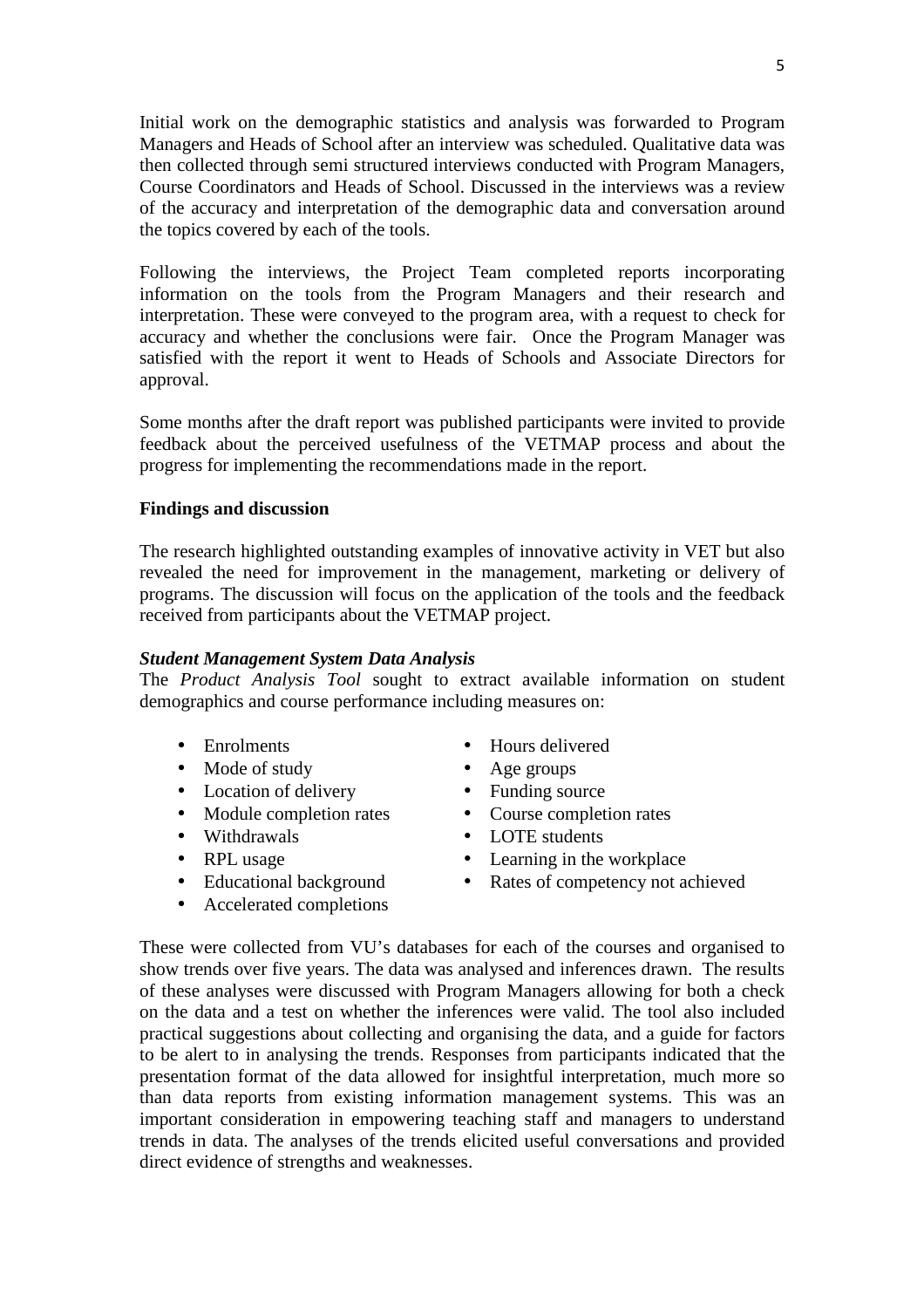Initial work on the demographic statistics and analysis was forwarded to Program Managers and Heads of School after an interview was scheduled. Qualitative data was then collected through semi structured interviews conducted with Program Managers, Course Coordinators and Heads of School. Discussed in the interviews was a review of the accuracy and interpretation of the demographic data and conversation around the topics covered by each of the tools.

Following the interviews, the Project Team completed reports incorporating information on the tools from the Program Managers and their research and interpretation. These were conveyed to the program area, with a request to check for accuracy and whether the conclusions were fair. Once the Program Manager was satisfied with the report it went to Heads of Schools and Associate Directors for approval.

Some months after the draft report was published participants were invited to provide feedback about the perceived usefulness of the VETMAP process and about the progress for implementing the recommendations made in the report.

**Findings and discussion**

The research highlighted outstanding examples of innovative activity in VET but also revealed the need for improvement in the management, marketing or delivery of programs. The discussion will focus on the application of the tools and the feedback received from participants about the VETMAP project.

***Student Management System Data Analysis***

The *Product Analysis Tool* sought to extract available information on student demographics and course performance including measures on:

- Enrolments
- Mode of study
- Location of delivery
- Module completion rates
- Withdrawals
- RPL usage
- Educational background
- Accelerated completions
- Hours delivered
- Age groups
- Funding source
- Course completion rates
- LOTE students
- Learning in the workplace
- Rates of competency not achieved

These were collected from VU's databases for each of the courses and organised to show trends over five years. The data was analysed and inferences drawn. The results of these analyses were discussed with Program Managers allowing for both a check on the data and a test on whether the inferences were valid. The tool also included practical suggestions about collecting and organising the data, and a guide for factors to be alert to in analysing the trends. Responses from participants indicated that the presentation format of the data allowed for insightful interpretation, much more so than data reports from existing information management systems. This was an important consideration in empowering teaching staff and managers to understand trends in data. The analyses of the trends elicited useful conversations and provided direct evidence of strengths and weaknesses.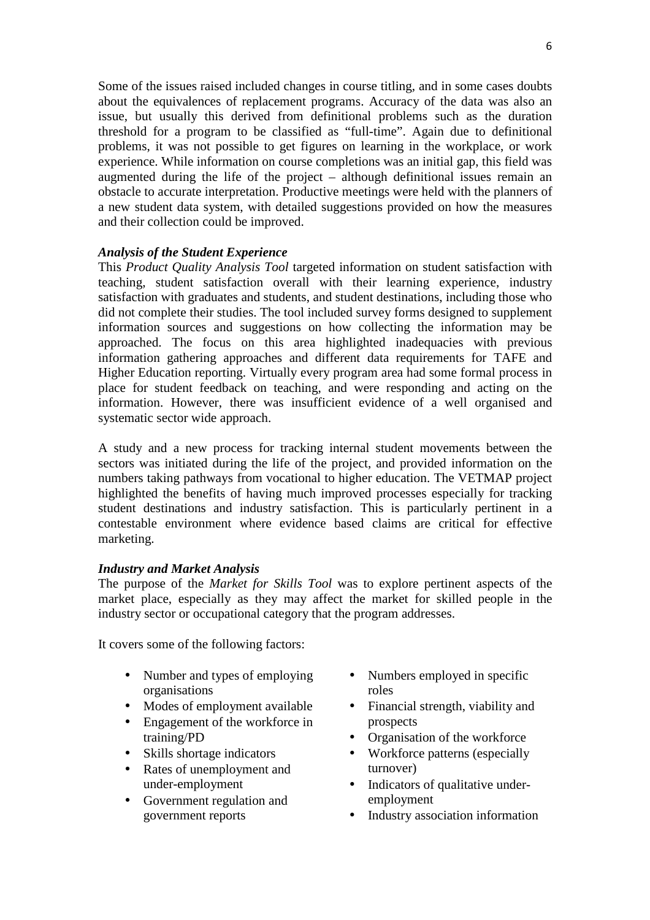Some of the issues raised included changes in course titling, and in some cases doubts about the equivalences of replacement programs. Accuracy of the data was also an issue, but usually this derived from definitional problems such as the duration threshold for a program to be classified as "full-time". Again due to definitional problems, it was not possible to get figures on learning in the workplace, or work experience. While information on course completions was an initial gap, this field was augmented during the life of the project – although definitional issues remain an obstacle to accurate interpretation. Productive meetings were held with the planners of a new student data system, with detailed suggestions provided on how the measures and their collection could be improved.

***Analysis of the Student Experience***

This *Product Quality Analysis Tool* targeted information on student satisfaction with teaching, student satisfaction overall with their learning experience, industry satisfaction with graduates and students, and student destinations, including those who did not complete their studies. The tool included survey forms designed to supplement information sources and suggestions on how collecting the information may be approached. The focus on this area highlighted inadequacies with previous information gathering approaches and different data requirements for TAFE and Higher Education reporting. Virtually every program area had some formal process in place for student feedback on teaching, and were responding and acting on the information. However, there was insufficient evidence of a well organised and systematic sector wide approach.

A study and a new process for tracking internal student movements between the sectors was initiated during the life of the project, and provided information on the numbers taking pathways from vocational to higher education. The VETMAP project highlighted the benefits of having much improved processes especially for tracking student destinations and industry satisfaction. This is particularly pertinent in a contestable environment where evidence based claims are critical for effective marketing.

***Industry and Market Analysis***

The purpose of the *Market for Skills Tool* was to explore pertinent aspects of the market place, especially as they may affect the market for skilled people in the industry sector or occupational category that the program addresses.

It covers some of the following factors:

- Number and types of employing organisations
- Modes of employment available
- Engagement of the workforce in training/PD
- Skills shortage indicators
- Rates of unemployment and under-employment
- Government regulation and government reports
- Numbers employed in specific roles
- Financial strength, viability and prospects
- Organisation of the workforce
- Workforce patterns (especially turnover)
- Indicators of qualitative under-employment
- Industry association information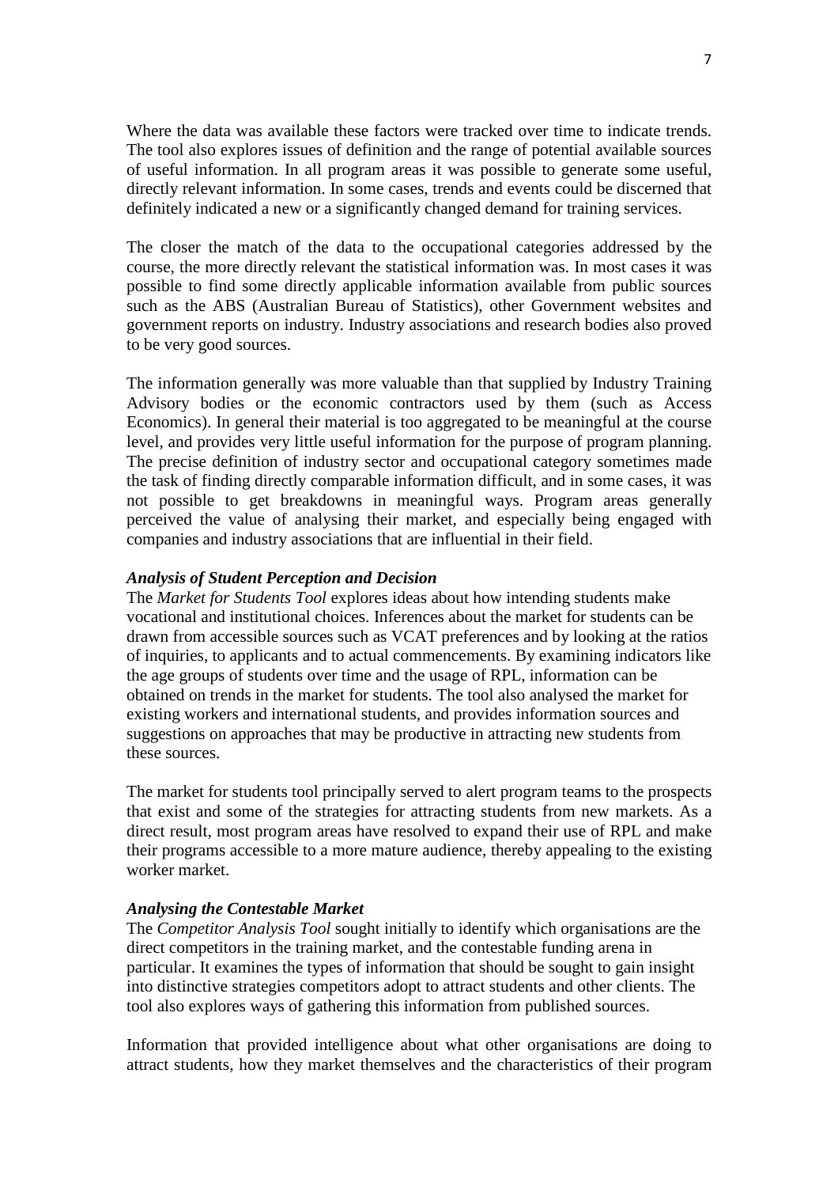Where the data was available these factors were tracked over time to indicate trends. The tool also explores issues of definition and the range of potential available sources of useful information. In all program areas it was possible to generate some useful, directly relevant information. In some cases, trends and events could be discerned that definitely indicated a new or a significantly changed demand for training services.

The closer the match of the data to the occupational categories addressed by the course, the more directly relevant the statistical information was. In most cases it was possible to find some directly applicable information available from public sources such as the ABS (Australian Bureau of Statistics), other Government websites and government reports on industry. Industry associations and research bodies also proved to be very good sources.

The information generally was more valuable than that supplied by Industry Training Advisory bodies or the economic contractors used by them (such as Access Economics). In general their material is too aggregated to be meaningful at the course level, and provides very little useful information for the purpose of program planning. The precise definition of industry sector and occupational category sometimes made the task of finding directly comparable information difficult, and in some cases, it was not possible to get breakdowns in meaningful ways. Program areas generally perceived the value of analysing their market, and especially being engaged with companies and industry associations that are influential in their field.

***Analysis of Student Perception and Decision***

The *Market for Students Tool* explores ideas about how intending students make vocational and institutional choices. Inferences about the market for students can be drawn from accessible sources such as VCAT preferences and by looking at the ratios of inquiries, to applicants and to actual commencements. By examining indicators like the age groups of students over time and the usage of RPL, information can be obtained on trends in the market for students. The tool also analysed the market for existing workers and international students, and provides information sources and suggestions on approaches that may be productive in attracting new students from these sources.

The market for students tool principally served to alert program teams to the prospects that exist and some of the strategies for attracting students from new markets. As a direct result, most program areas have resolved to expand their use of RPL and make their programs accessible to a more mature audience, thereby appealing to the existing worker market.

***Analysing the Contestable Market***

The *Competitor Analysis Tool* sought initially to identify which organisations are the direct competitors in the training market, and the contestable funding arena in particular. It examines the types of information that should be sought to gain insight into distinctive strategies competitors adopt to attract students and other clients. The tool also explores ways of gathering this information from published sources.

Information that provided intelligence about what other organisations are doing to attract students, how they market themselves and the characteristics of their program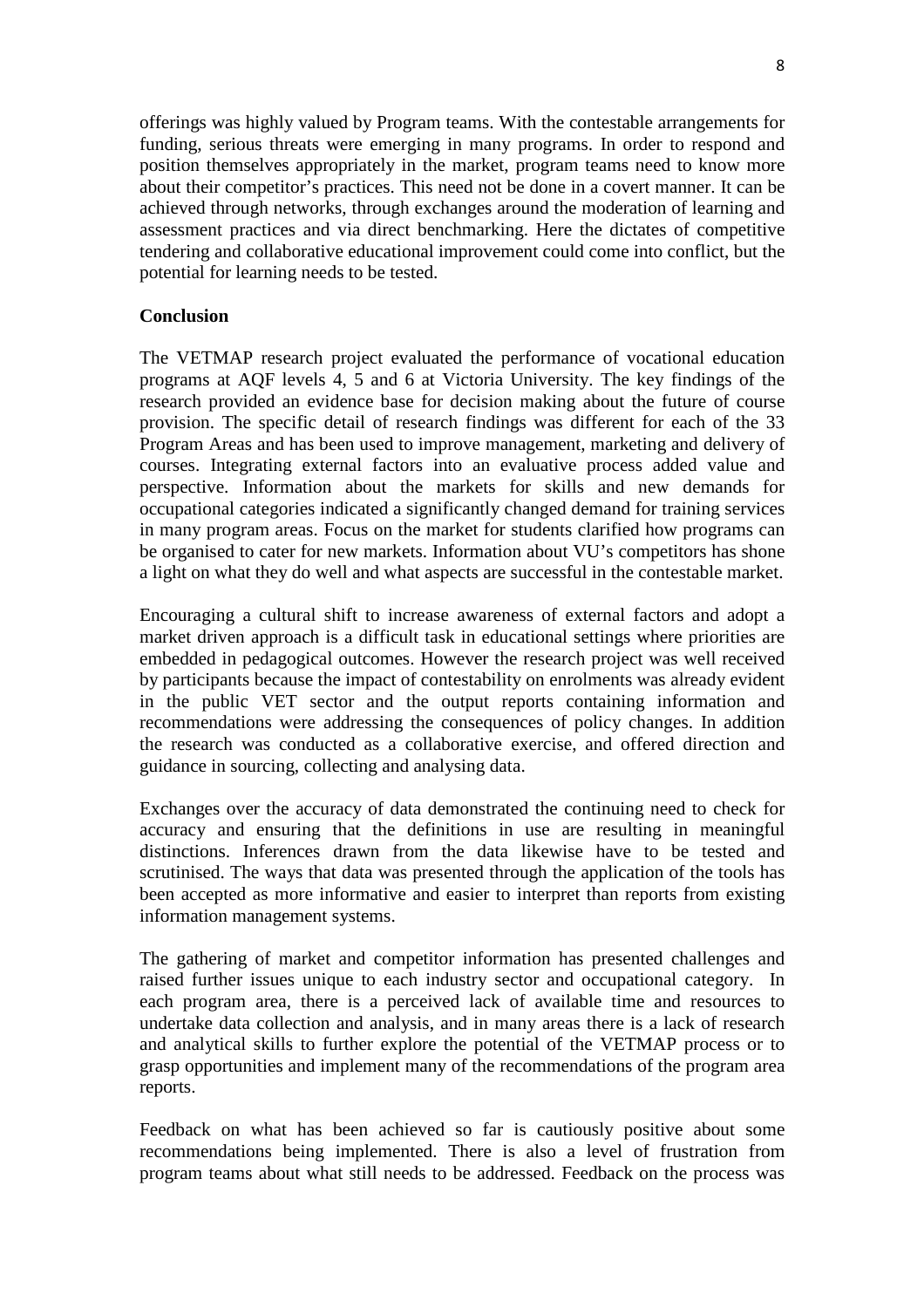offerings was highly valued by Program teams. With the contestable arrangements for funding, serious threats were emerging in many programs. In order to respond and position themselves appropriately in the market, program teams need to know more about their competitor's practices. This need not be done in a covert manner. It can be achieved through networks, through exchanges around the moderation of learning and assessment practices and via direct benchmarking. Here the dictates of competitive tendering and collaborative educational improvement could come into conflict, but the potential for learning needs to be tested.

**Conclusion**

The VETMAP research project evaluated the performance of vocational education programs at AQF levels 4, 5 and 6 at Victoria University. The key findings of the research provided an evidence base for decision making about the future of course provision. The specific detail of research findings was different for each of the 33 Program Areas and has been used to improve management, marketing and delivery of courses. Integrating external factors into an evaluative process added value and perspective. Information about the markets for skills and new demands for occupational categories indicated a significantly changed demand for training services in many program areas. Focus on the market for students clarified how programs can be organised to cater for new markets. Information about VU's competitors has shone a light on what they do well and what aspects are successful in the contestable market.

Encouraging a cultural shift to increase awareness of external factors and adopt a market driven approach is a difficult task in educational settings where priorities are embedded in pedagogical outcomes. However the research project was well received by participants because the impact of contestability on enrolments was already evident in the public VET sector and the output reports containing information and recommendations were addressing the consequences of policy changes. In addition the research was conducted as a collaborative exercise, and offered direction and guidance in sourcing, collecting and analysing data.

Exchanges over the accuracy of data demonstrated the continuing need to check for accuracy and ensuring that the definitions in use are resulting in meaningful distinctions. Inferences drawn from the data likewise have to be tested and scrutinised. The ways that data was presented through the application of the tools has been accepted as more informative and easier to interpret than reports from existing information management systems.

The gathering of market and competitor information has presented challenges and raised further issues unique to each industry sector and occupational category. In each program area, there is a perceived lack of available time and resources to undertake data collection and analysis, and in many areas there is a lack of research and analytical skills to further explore the potential of the VETMAP process or to grasp opportunities and implement many of the recommendations of the program area reports.

Feedback on what has been achieved so far is cautiously positive about some recommendations being implemented. There is also a level of frustration from program teams about what still needs to be addressed. Feedback on the process was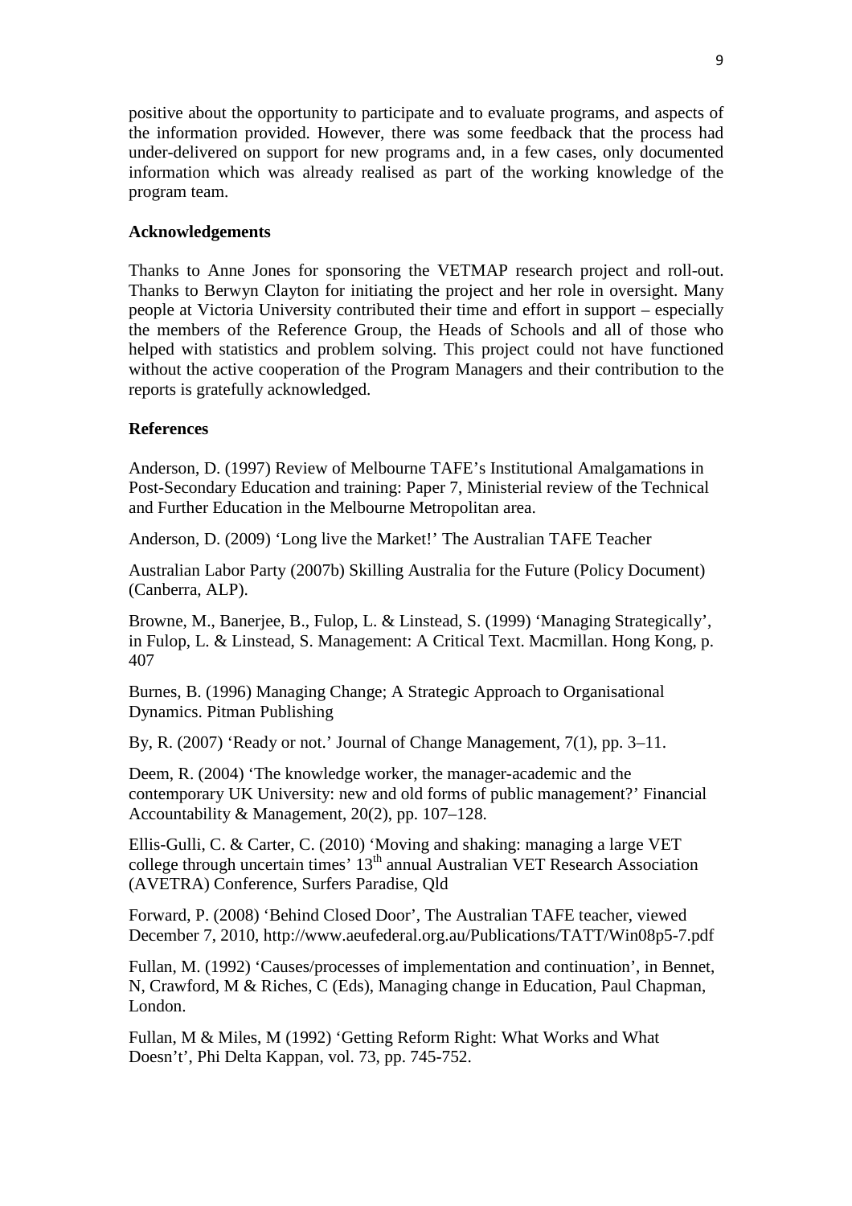positive about the opportunity to participate and to evaluate programs, and aspects of the information provided. However, there was some feedback that the process had under-delivered on support for new programs and, in a few cases, only documented information which was already realised as part of the working knowledge of the program team.

## Acknowledgements

Thanks to Anne Jones for sponsoring the VETMAP research project and roll-out. Thanks to Berwyn Clayton for initiating the project and her role in oversight. Many people at Victoria University contributed their time and effort in support – especially the members of the Reference Group, the Heads of Schools and all of those who helped with statistics and problem solving. This project could not have functioned without the active cooperation of the Program Managers and their contribution to the reports is gratefully acknowledged.

## References

Anderson, D. (1997) Review of Melbourne TAFE's Institutional Amalgamations in Post-Secondary Education and training: Paper 7, Ministerial review of the Technical and Further Education in the Melbourne Metropolitan area.

Anderson, D. (2009) 'Long live the Market!' The Australian TAFE Teacher

Australian Labor Party (2007b) Skilling Australia for the Future (Policy Document) (Canberra, ALP).

Browne, M., Banerjee, B., Fulop, L. & Linstead, S. (1999) 'Managing Strategically', in Fulop, L. & Linstead, S. Management: A Critical Text. Macmillan. Hong Kong, p. 407

Burnes, B. (1996) Managing Change; A Strategic Approach to Organisational Dynamics. Pitman Publishing

By, R. (2007) 'Ready or not.' Journal of Change Management, 7(1), pp. 3–11.

Deem, R. (2004) 'The knowledge worker, the manager-academic and the contemporary UK University: new and old forms of public management?' Financial Accountability & Management, 20(2), pp. 107–128.

Ellis-Gulli, C. & Carter, C. (2010) 'Moving and shaking: managing a large VET college through uncertain times' 13th annual Australian VET Research Association (AVETRA) Conference, Surfers Paradise, Qld

Forward, P. (2008) 'Behind Closed Door', The Australian TAFE teacher, viewed December 7, 2010, http://www.aeufederal.org.au/Publications/TATT/Win08p5-7.pdf

Fullan, M. (1992) 'Causes/processes of implementation and continuation', in Bennet, N, Crawford, M & Riches, C (Eds), Managing change in Education, Paul Chapman, London.

Fullan, M & Miles, M (1992) 'Getting Reform Right: What Works and What Doesn't', Phi Delta Kappan, vol. 73, pp. 745-752.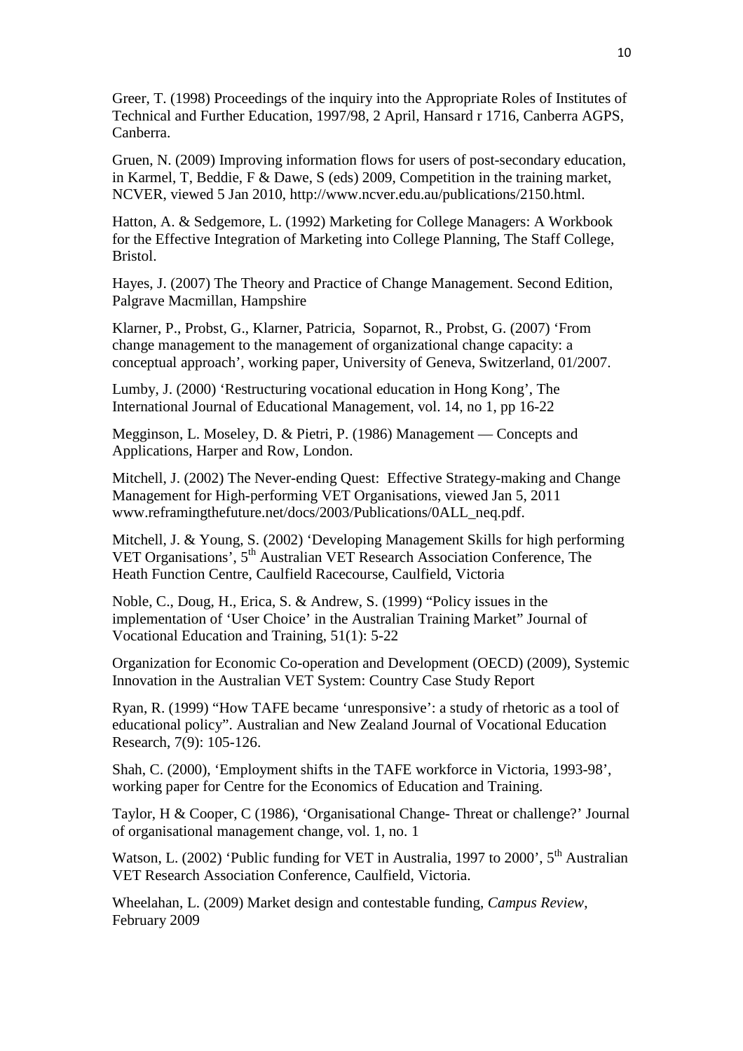Greer, T. (1998) Proceedings of the inquiry into the Appropriate Roles of Institutes of Technical and Further Education, 1997/98, 2 April, Hansard r 1716, Canberra AGPS, Canberra.

Gruen, N. (2009) Improving information flows for users of post-secondary education, in Karmel, T, Beddie, F & Dawe, S (eds) 2009, Competition in the training market, NCVER, viewed 5 Jan 2010, http://www.ncver.edu.au/publications/2150.html.

Hatton, A. & Sedgemore, L. (1992) Marketing for College Managers: A Workbook for the Effective Integration of Marketing into College Planning, The Staff College, Bristol.

Hayes, J. (2007) The Theory and Practice of Change Management. Second Edition, Palgrave Macmillan, Hampshire

Klarner, P., Probst, G., Klarner, Patricia, Soparnot, R., Probst, G. (2007) 'From change management to the management of organizational change capacity: a conceptual approach', working paper, University of Geneva, Switzerland, 01/2007.

Lumby, J. (2000) 'Restructuring vocational education in Hong Kong', The International Journal of Educational Management, vol. 14, no 1, pp 16-22

Megginson, L. Moseley, D. & Pietri, P. (1986) Management — Concepts and Applications, Harper and Row, London.

Mitchell, J. (2002) The Never-ending Quest: Effective Strategy-making and Change Management for High-performing VET Organisations, viewed Jan 5, 2011 www.reframingthefuture.net/docs/2003/Publications/0ALL_neq.pdf.

Mitchell, J. & Young, S. (2002) 'Developing Management Skills for high performing VET Organisations', 5th Australian VET Research Association Conference, The Heath Function Centre, Caulfield Racecourse, Caulfield, Victoria

Noble, C., Doug, H., Erica, S. & Andrew, S. (1999) "Policy issues in the implementation of 'User Choice' in the Australian Training Market" Journal of Vocational Education and Training, 51(1): 5-22

Organization for Economic Co-operation and Development (OECD) (2009), Systemic Innovation in the Australian VET System: Country Case Study Report

Ryan, R. (1999) "How TAFE became 'unresponsive': a study of rhetoric as a tool of educational policy". Australian and New Zealand Journal of Vocational Education Research, 7(9): 105-126.

Shah, C. (2000), 'Employment shifts in the TAFE workforce in Victoria, 1993-98', working paper for Centre for the Economics of Education and Training.

Taylor, H & Cooper, C (1986), 'Organisational Change- Threat or challenge?' Journal of organisational management change, vol. 1, no. 1

Watson, L. (2002) 'Public funding for VET in Australia, 1997 to 2000', 5th Australian VET Research Association Conference, Caulfield, Victoria.

Wheelahan, L. (2009) Market design and contestable funding, *Campus Review*, February 2009